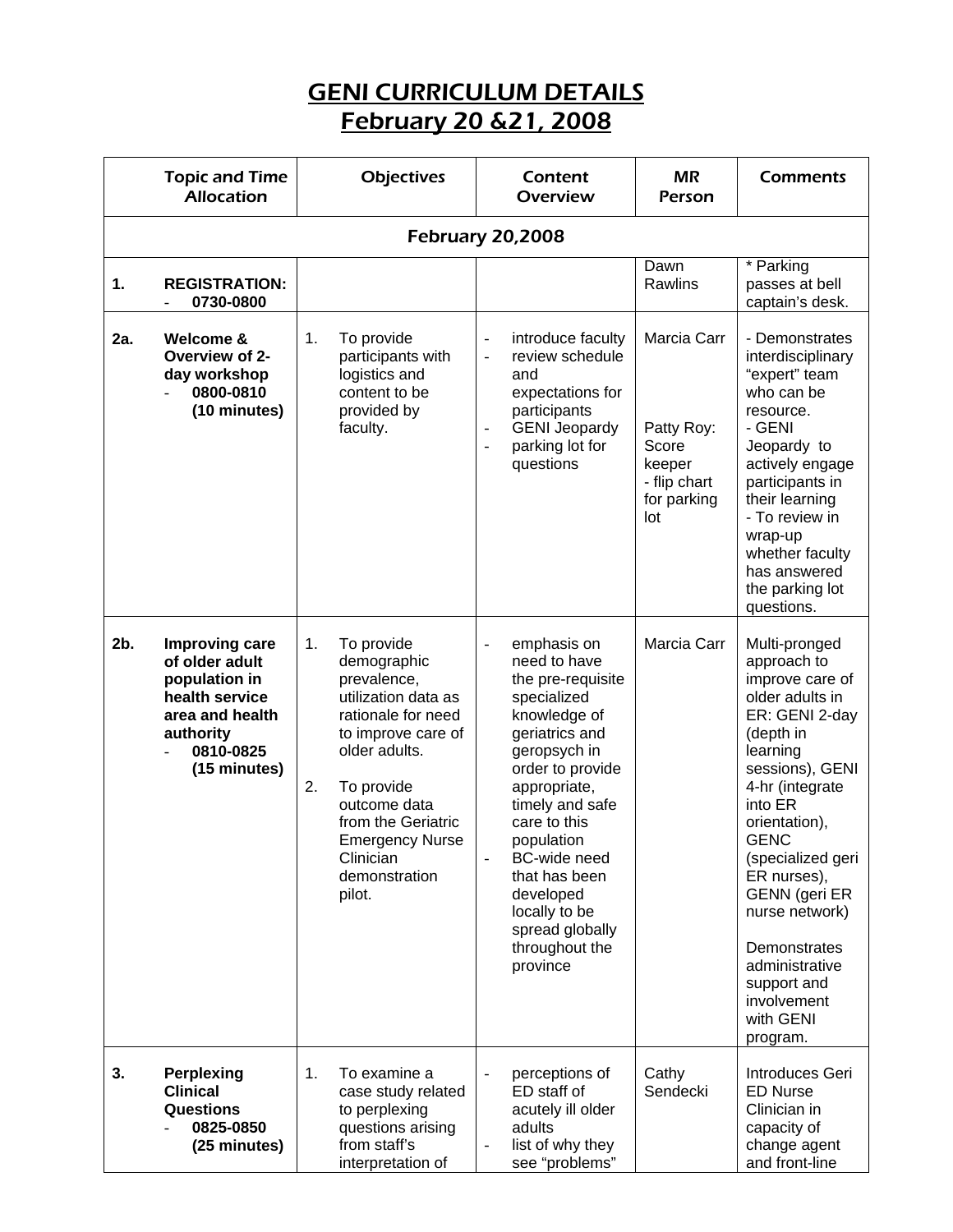# GENI CURRICULUM DETAILS
# February 20 &21, 2008

| | Topic and Time Allocation | Objectives | Content Overview | MR Person | Comments |
|---|---|---|---|---|---|
| | | | **February 20,2008** | | |
| **1.** | **REGISTRATION:** - **0730-0800** | | | Dawn Rawlins | * Parking passes at bell captain's desk. |
| **2a.** | **Welcome & Overview of 2-day workshop** - **0800-0810 (10 minutes)** | 1. To provide participants with logistics and content to be provided by faculty. | - introduce faculty - review schedule and expectations for participants - GENI Jeopardy - parking lot for questions | Marcia Carr <br><br> Patty Roy: Score keeper - flip chart for parking lot | - Demonstrates interdisciplinary "expert" team who can be resource. - GENI Jeopardy to actively engage participants in their learning - To review in wrap-up whether faculty has answered the parking lot questions. |
| **2b.** | **Improving care of older adult population in health service area and health authority** - **0810-0825 (15 minutes)** | 1. To provide demographic prevalence, utilization data as rationale for need to improve care of older adults. <br><br> 2. To provide outcome data from the Geriatric Emergency Nurse Clinician demonstration pilot. | - emphasis on need to have the pre-requisite specialized knowledge of geriatrics and geropsych in order to provide appropriate, timely and safe care to this population - BC-wide need that has been developed locally to be spread globally throughout the province | Marcia Carr | Multi-pronged approach to improve care of older adults in ER: GENI 2-day (depth in learning sessions), GENI 4-hr (integrate into ER orientation), GENC (specialized geri ER nurses), GENN (geri ER nurse network) <br><br> Demonstrates administrative support and involvement with GENI program. |
| **3.** | **Perplexing Clinical Questions** - **0825-0850 (25 minutes)** | 1. To examine a case study related to perplexing questions arising from staff's interpretation of | - perceptions of ED staff of acutely ill older adults - list of why they see "problems" | Cathy Sendecki | Introduces Geri ED Nurse Clinician in capacity of change agent and front-line |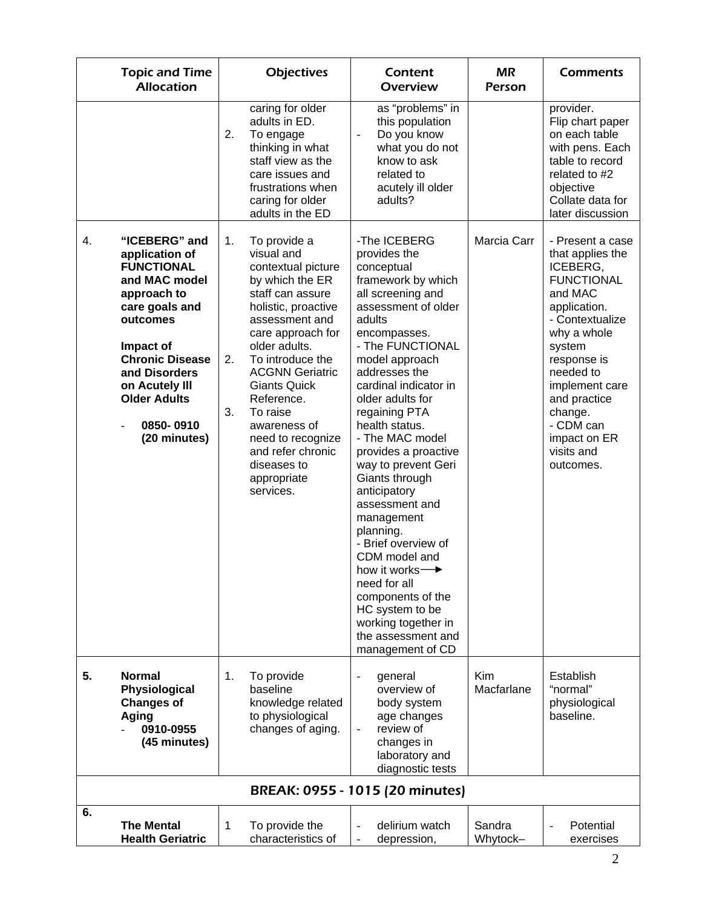| Topic and Time Allocation | Objectives | Content Overview | MR Person | Comments |
|---|---|---|---|---|
| | caring for older adults in ED.<br>2. To engage thinking in what staff view as the care issues and frustrations when caring for older adults in the ED | as "problems" in this population<br>- Do you know what you do not know to ask related to acutely ill older adults? | | provider.<br>Flip chart paper on each table with pens. Each table to record related to #2 objective<br>Collate data for later discussion |
| 4. **"ICEBERG" and application of FUNCTIONAL and MAC model approach to care goals and outcomes**<br><br>**Impact of Chronic Disease and Disorders on Acutely Ill Older Adults**<br><br>- **0850- 0910 (20 minutes)** | 1. To provide a visual and contextual picture by which the ER staff can assure holistic, proactive assessment and care approach for older adults.<br>2. To introduce the ACGNN Geriatric Giants Quick Reference.<br>3. To raise awareness of need to recognize and refer chronic diseases to appropriate services. | -The ICEBERG provides the conceptual framework by which all screening and assessment of older adults encompasses.<br>- The FUNCTIONAL model approach addresses the cardinal indicator in older adults for regaining PTA health status.<br>- The MAC model provides a proactive way to prevent Geri Giants through anticipatory assessment and management planning.<br>- Brief overview of CDM model and how it works ⟶ need for all components of the HC system to be working together in the assessment and management of CD | Marcia Carr | - Present a case that applies the ICEBERG, FUNCTIONAL and MAC application.<br>- Contextualize why a whole system response is needed to implement care and practice change.<br>- CDM can impact on ER visits and outcomes. |
| **5. Normal Physiological Changes of Aging**<br>- **0910-0955 (45 minutes)** | 1. To provide baseline knowledge related to physiological changes of aging. | - general overview of body system age changes<br>- review of changes in laboratory and diagnostic tests | Kim Macfarlane | Establish "normal" physiological baseline. |
| **BREAK: 0955 - 1015 (20 minutes)** | | | | |
| **6. The Mental Health Geriatric** | 1 To provide the characteristics of | - delirium watch<br>- depression, | Sandra Whytock– | - Potential exercises |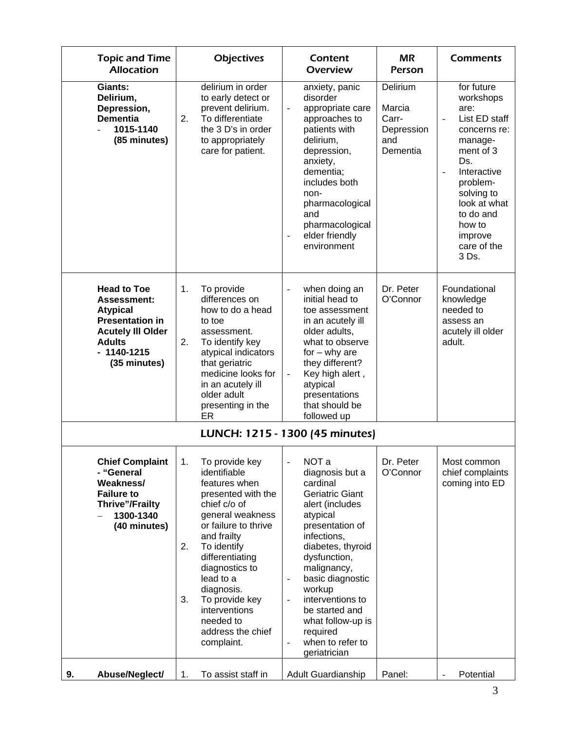| | Topic and Time Allocation | Objectives | Content Overview | MR Person | Comments |
|---|---|---|---|---|---|
| | **Giants: Delirium, Depression, Dementia**<br>- **1015-1140 (85 minutes)** | delirium in order to early detect or prevent delirium.<br>2. To differentiate the 3 D's in order to appropriately care for patient. | anxiety, panic disorder<br>- appropriate care approaches to patients with delirium, depression, anxiety, dementia; includes both non-pharmacological and pharmacological<br>- elder friendly environment | Delirium<br><br>Marcia Carr- Depression and Dementia | for future workshops are:<br>- List ED staff concerns re: manage-ment of 3 Ds.<br>- Interactive problem-solving to look at what to do and how to improve care of the 3 Ds. |
| | **Head to Toe Assessment: Atypical Presentation in Acutely Ill Older Adults**<br>**- 1140-1215 (35 minutes)** | 1. To provide differences on how to do a head to toe assessment.<br>2. To identify key atypical indicators that geriatric medicine looks for in an acutely ill older adult presenting in the ER | - when doing an initial head to toe assessment in an acutely ill older adults, what to observe for – why are they different?<br>- Key high alert , atypical presentations that should be followed up | Dr. Peter O'Connor | Foundational knowledge needed to assess an acutely ill older adult. |
| | LUNCH: 1215 - 1300 (45 minutes) | | | | |
| | **Chief Complaint - "General Weakness/ Failure to Thrive"/Frailty**<br>– **1300-1340 (40 minutes)** | 1. To provide key identifiable features when presented with the chief c/o of general weakness or failure to thrive and frailty<br>2. To identify differentiating diagnostics to lead to a diagnosis.<br>3. To provide key interventions needed to address the chief complaint. | - NOT a diagnosis but a cardinal Geriatric Giant alert (includes atypical presentation of infections, diabetes, thyroid dysfunction, malignancy,<br>- basic diagnostic workup<br>- interventions to be started and what follow-up is required<br>- when to refer to geriatrician | Dr. Peter O'Connor | Most common chief complaints coming into ED |
| **9.** | **Abuse/Neglect/** | 1. To assist staff in | Adult Guardianship | Panel: | - Potential |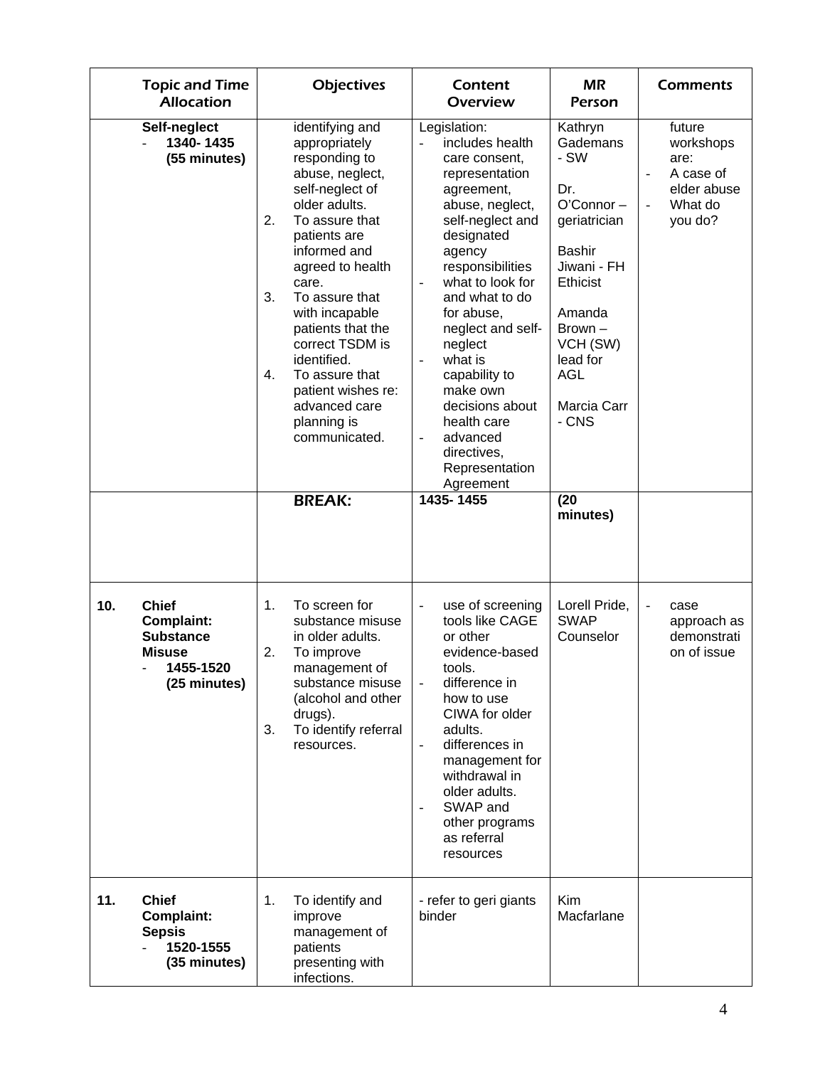| | Topic and Time Allocation | Objectives | Content Overview | MR Person | Comments |
|---|---|---|---|---|---|
| | **Self-neglect**<br>- **1340- 1435 (55 minutes)** | identifying and appropriately responding to abuse, neglect, self-neglect of older adults.<br>2. To assure that patients are informed and agreed to health care.<br>3. To assure that with incapable patients that the correct TSDM is identified.<br>4. To assure that patient wishes re: advanced care planning is communicated. | Legislation:<br>- includes health care consent, representation agreement, abuse, neglect, self-neglect and designated agency responsibilities<br>- what to look for and what to do for abuse, neglect and self-neglect<br>- what is capability to make own decisions about health care<br>- advanced directives, Representation Agreement | Kathryn Gademans - SW<br><br>Dr. O'Connor – geriatrician<br><br>Bashir Jiwani - FH Ethicist<br><br>Amanda Brown – VCH (SW) lead for AGL<br><br>Marcia Carr - CNS | future workshops are:<br>- A case of elder abuse<br>- What do you do? |
| | | **BREAK:** | **1435- 1455** | **(20 minutes)** | |
| **10.** | **Chief Complaint: Substance Misuse**<br>- **1455-1520 (25 minutes)** | 1. To screen for substance misuse in older adults.<br>2. To improve management of substance misuse (alcohol and other drugs).<br>3. To identify referral resources. | - use of screening tools like CAGE or other evidence-based tools.<br>- difference in how to use CIWA for older adults.<br>- differences in management for withdrawal in older adults.<br>- SWAP and other programs as referral resources | Lorell Pride, SWAP Counselor | - case approach as demonstration of issue |
| **11.** | **Chief Complaint: Sepsis**<br>- **1520-1555 (35 minutes)** | 1. To identify and improve management of patients presenting with infections. | - refer to geri giants binder | Kim Macfarlane | |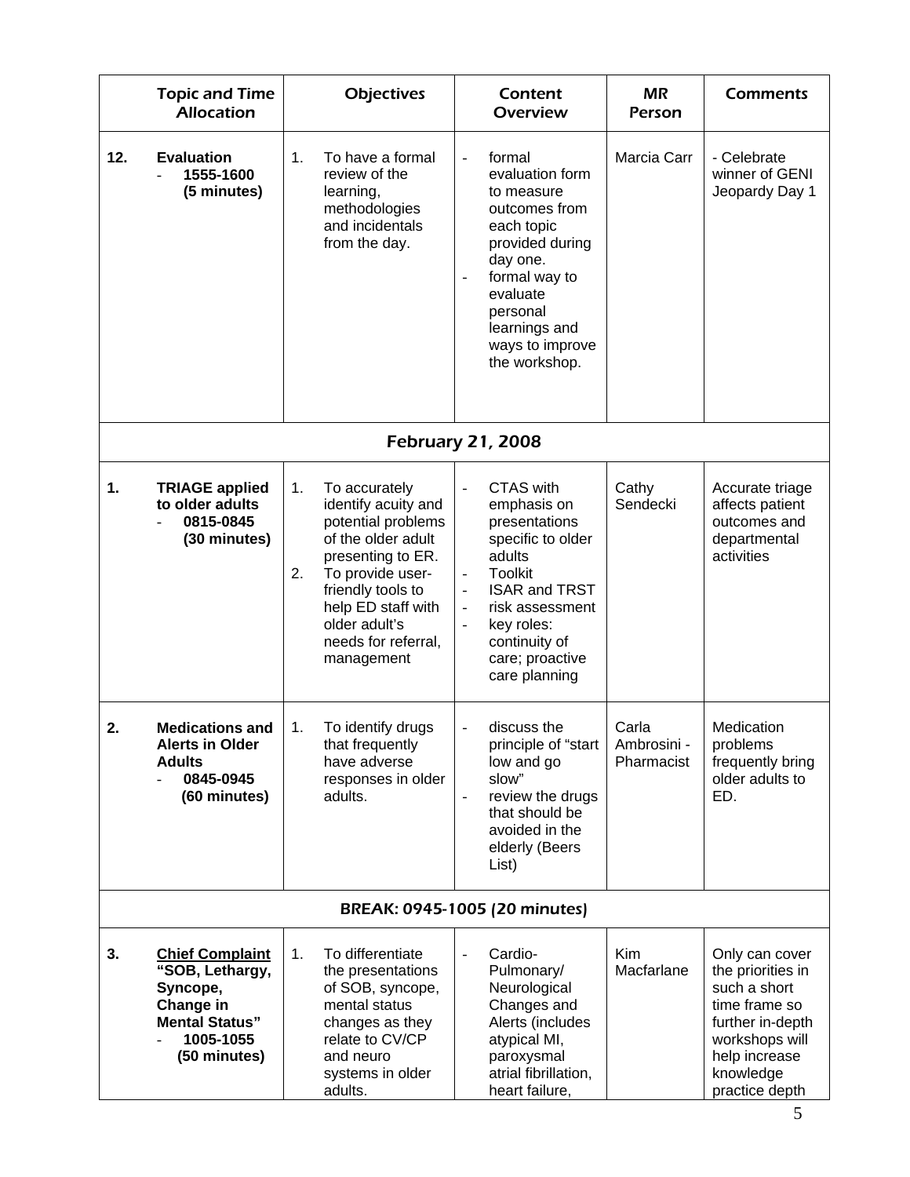| | Topic and Time Allocation | Objectives | Content Overview | MR Person | Comments |
|---|---|---|---|---|---|
| 12. | **Evaluation**<br>- **1555-1600 (5 minutes)** | 1. To have a formal review of the learning, methodologies and incidentals from the day. | - formal evaluation form to measure outcomes from each topic provided during day one.<br>- formal way to evaluate personal learnings and ways to improve the workshop. | Marcia Carr | - Celebrate winner of GENI Jeopardy Day 1 |
| | | | **February 21, 2008** | | |
| 1. | **TRIAGE applied to older adults**<br>- **0815-0845 (30 minutes)** | 1. To accurately identify acuity and potential problems of the older adult presenting to ER.<br>2. To provide user-friendly tools to help ED staff with older adult's needs for referral, management | - CTAS with emphasis on presentations specific to older adults<br>- Toolkit<br>- ISAR and TRST<br>- risk assessment<br>- key roles: continuity of care; proactive care planning | Cathy Sendecki | Accurate triage affects patient outcomes and departmental activities |
| 2. | **Medications and Alerts in Older Adults**<br>- **0845-0945 (60 minutes)** | 1. To identify drugs that frequently have adverse responses in older adults. | - discuss the principle of "start low and go slow"<br>- review the drugs that should be avoided in the elderly (Beers List) | Carla Ambrosini - Pharmacist | Medication problems frequently bring older adults to ED. |
| | | | **BREAK: 0945-1005 (20 minutes)** | | |
| 3. | **<u>Chief Complaint</u> "SOB, Lethargy, Syncope, Change in Mental Status"**<br>- **1005-1055 (50 minutes)** | 1. To differentiate the presentations of SOB, syncope, mental status changes as they relate to CV/CP and neuro systems in older adults. | - Cardio-Pulmonary/ Neurological Changes and Alerts (includes atypical MI, paroxysmal atrial fibrillation, heart failure, | Kim Macfarlane | Only can cover the priorities in such a short time frame so further in-depth workshops will help increase knowledge practice depth |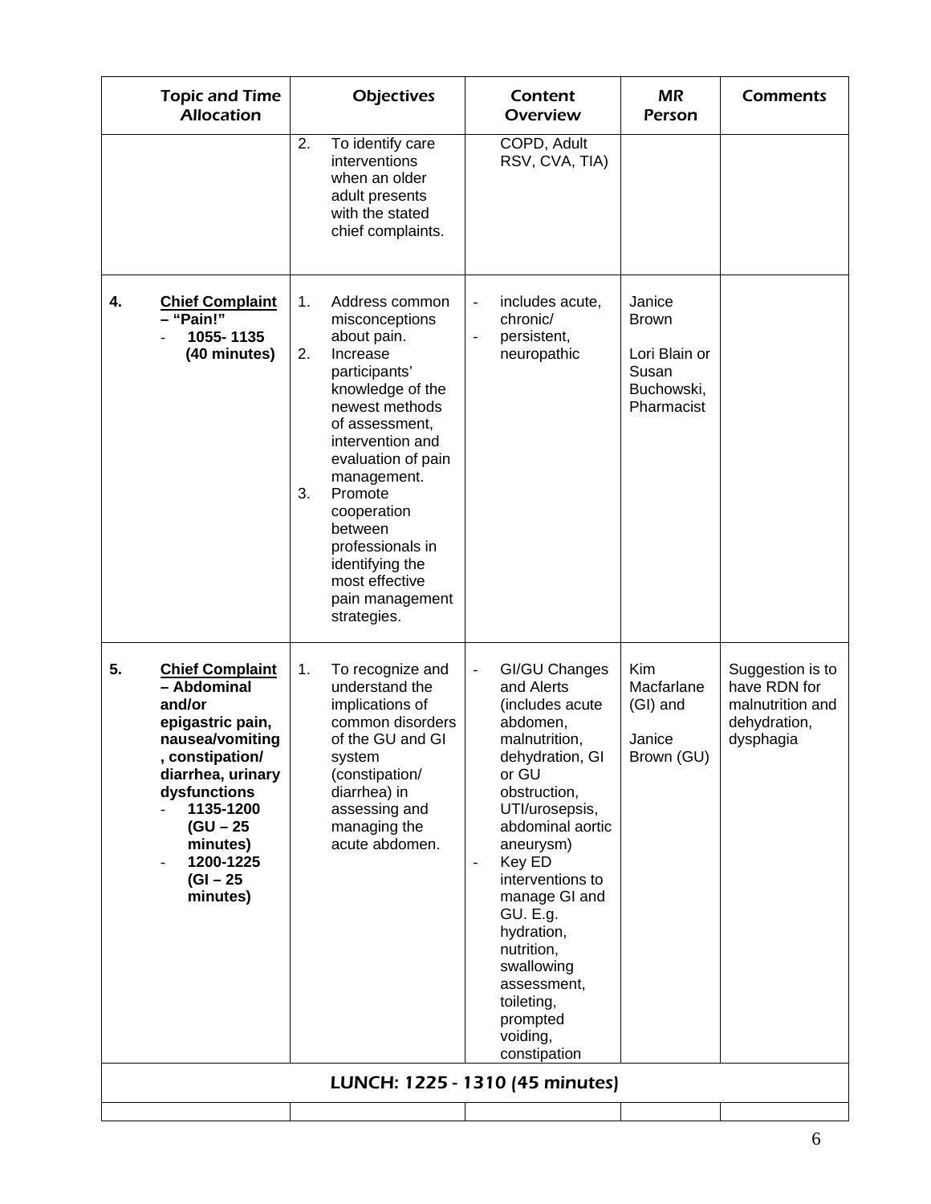| Topic and Time Allocation | Objectives | Content Overview | MR Person | Comments |
|---|---|---|---|---|
| | 2. To identify care interventions when an older adult presents with the stated chief complaints. | COPD, Adult RSV, CVA, TIA) | | |
| **4. Chief Complaint – "Pain!"**<br>- **1055- 1135 (40 minutes)** | 1. Address common misconceptions about pain.<br>2. Increase participants' knowledge of the newest methods of assessment, intervention and evaluation of pain management.<br>3. Promote cooperation between professionals in identifying the most effective pain management strategies. | - includes acute, chronic/<br>- persistent, neuropathic | Janice Brown<br><br>Lori Blain or Susan Buchowski, Pharmacist | |
| **5. Chief Complaint – Abdominal and/or epigastric pain, nausea/vomiting, constipation/ diarrhea, urinary dysfunctions**<br>- **1135-1200 (GU – 25 minutes)**<br>- **1200-1225 (GI – 25 minutes)** | 1. To recognize and understand the implications of common disorders of the GU and GI system (constipation/ diarrhea) in assessing and managing the acute abdomen. | - GI/GU Changes and Alerts (includes acute abdomen, malnutrition, dehydration, GI or GU obstruction, UTI/urosepsis, abdominal aortic aneurysm)<br>- Key ED interventions to manage GI and GU. E.g. hydration, nutrition, swallowing assessment, toileting, prompted voiding, constipation | Kim Macfarlane (GI) and<br><br>Janice Brown (GU) | Suggestion is to have RDN for malnutrition and dehydration, dysphagia |
| **LUNCH: 1225 - 1310 (45 minutes)** | | | | |
| | | | | |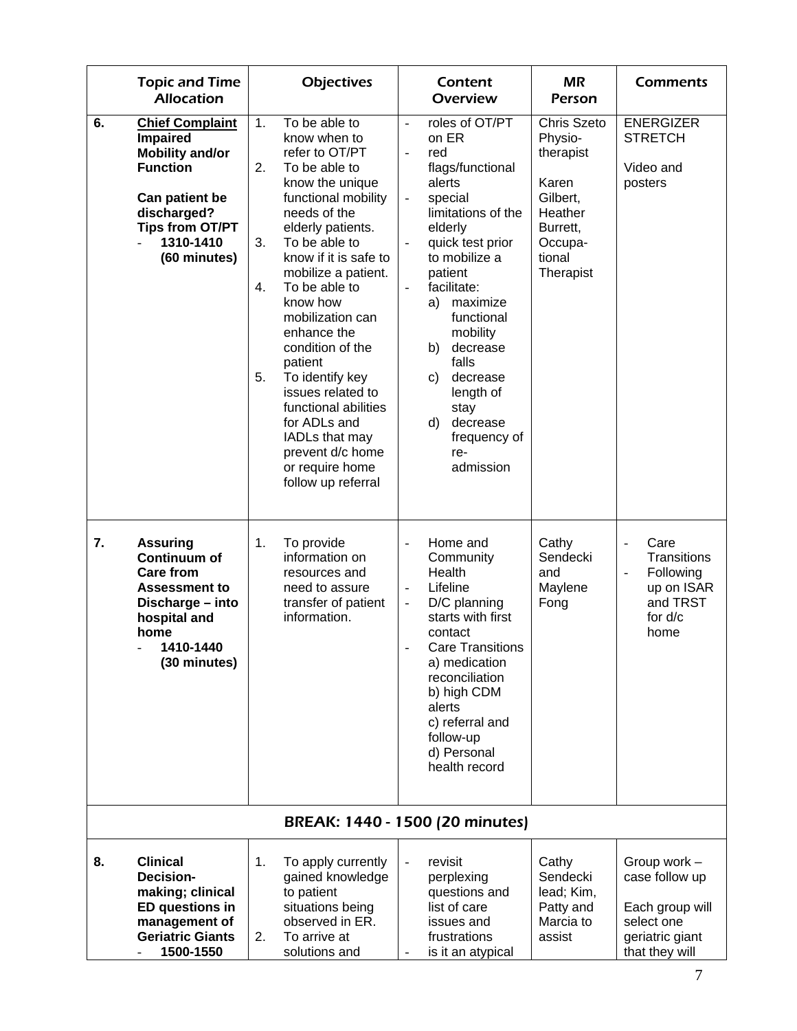| | Topic and Time Allocation | Objectives | Content Overview | MR Person | Comments |
|---|---|---|---|---|---|
| 6. | **Chief Complaint Impaired Mobility and/or Function**<br><br>**Can patient be discharged? Tips from OT/PT**<br>- **1310-1410 (60 minutes)** | 1. To be able to know when to refer to OT/PT<br>2. To be able to know the unique functional mobility needs of the elderly patients.<br>3. To be able to know if it is safe to mobilize a patient.<br>4. To be able to know how mobilization can enhance the condition of the patient<br>5. To identify key issues related to functional abilities for ADLs and IADLs that may prevent d/c home or require home follow up referral | - roles of OT/PT on ER<br>- red flags/functional alerts<br>- special limitations of the elderly<br>- quick test prior to mobilize a patient<br>- facilitate:<br>a) maximize functional mobility<br>b) decrease falls<br>c) decrease length of stay<br>d) decrease frequency of re-admission | Chris Szeto Physio-therapist<br><br>Karen Gilbert, Heather Burrett, Occupa-tional Therapist | ENERGIZER STRETCH<br><br>Video and posters |
| 7. | **Assuring Continuum of Care from Assessment to Discharge – into hospital and home**<br>- **1410-1440 (30 minutes)** | 1. To provide information on resources and need to assure transfer of patient information. | - Home and Community Health<br>- Lifeline<br>- D/C planning starts with first contact<br>- Care Transitions<br>a) medication reconciliation<br>b) high CDM alerts<br>c) referral and follow-up<br>d) Personal health record | Cathy Sendecki and Maylene Fong | - Care Transitions<br>- Following up on ISAR and TRST for d/c home |
| | | | **BREAK: 1440 - 1500 (20 minutes)** | | |
| 8. | **Clinical Decision-making; clinical ED questions in management of Geriatric Giants**<br>- **1500-1550** | 1. To apply currently gained knowledge to patient situations being observed in ER.<br>2. To arrive at solutions and | - revisit perplexing questions and list of care issues and frustrations<br>- is it an atypical | Cathy Sendecki lead; Kim, Patty and Marcia to assist | Group work – case follow up<br><br>Each group will select one geriatric giant that they will |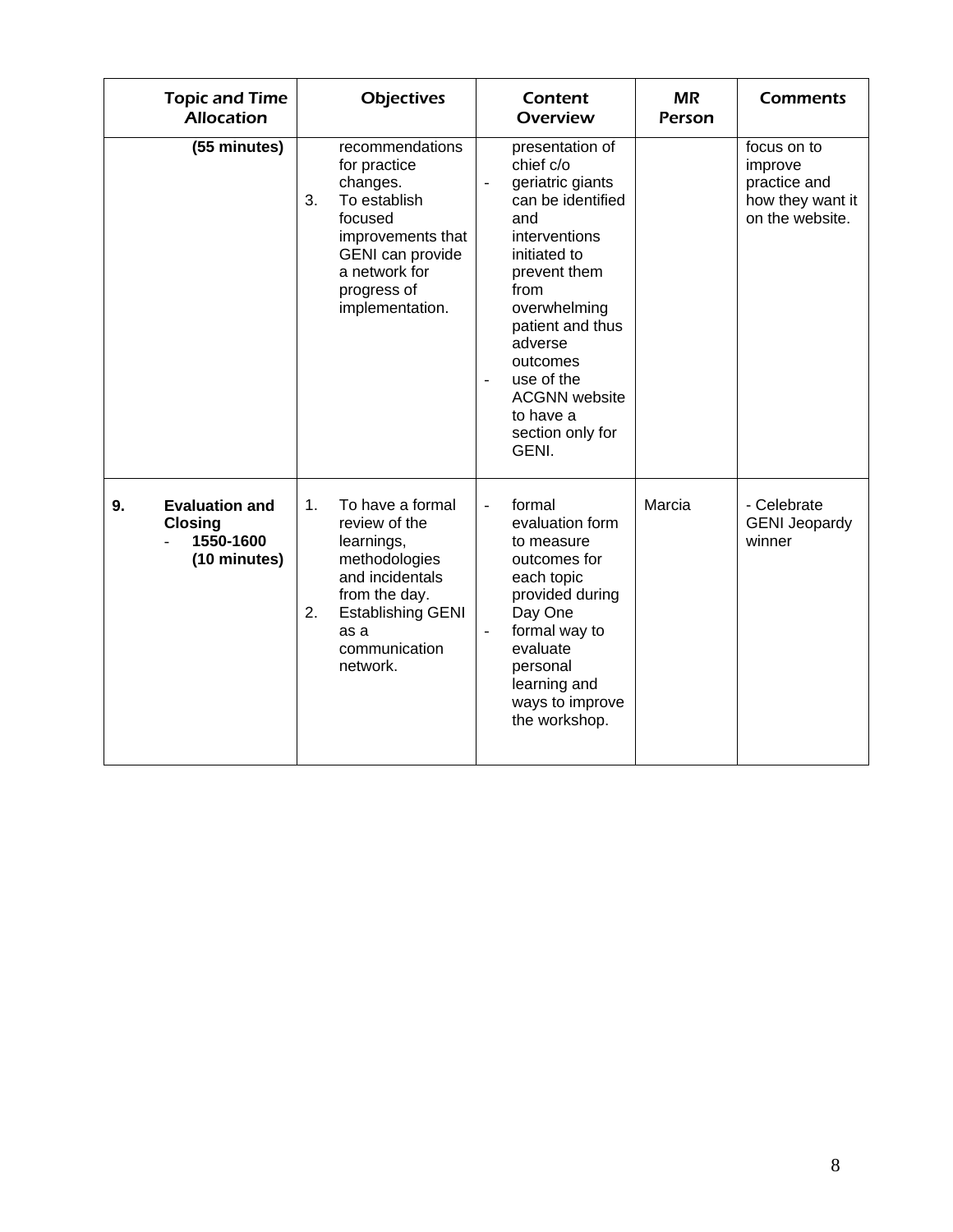| Topic and Time Allocation | Objectives | Content Overview | MR Person | Comments |
|---|---|---|---|---|
| **(55 minutes)** | recommendations for practice changes.<br>3. To establish focused improvements that GENI can provide a network for progress of implementation. | presentation of chief c/o<br>- geriatric giants can be identified and interventions initiated to prevent them from overwhelming patient and thus adverse outcomes<br>- use of the ACGNN website to have a section only for GENI. | | focus on to improve practice and how they want it on the website. |
| **9. Evaluation and Closing**<br>- **1550-1600 (10 minutes)** | 1. To have a formal review of the learnings, methodologies and incidentals from the day.<br>2. Establishing GENI as a communication network. | - formal evaluation form to measure outcomes for each topic provided during Day One<br>- formal way to evaluate personal learning and ways to improve the workshop. | Marcia | - Celebrate GENI Jeopardy winner |